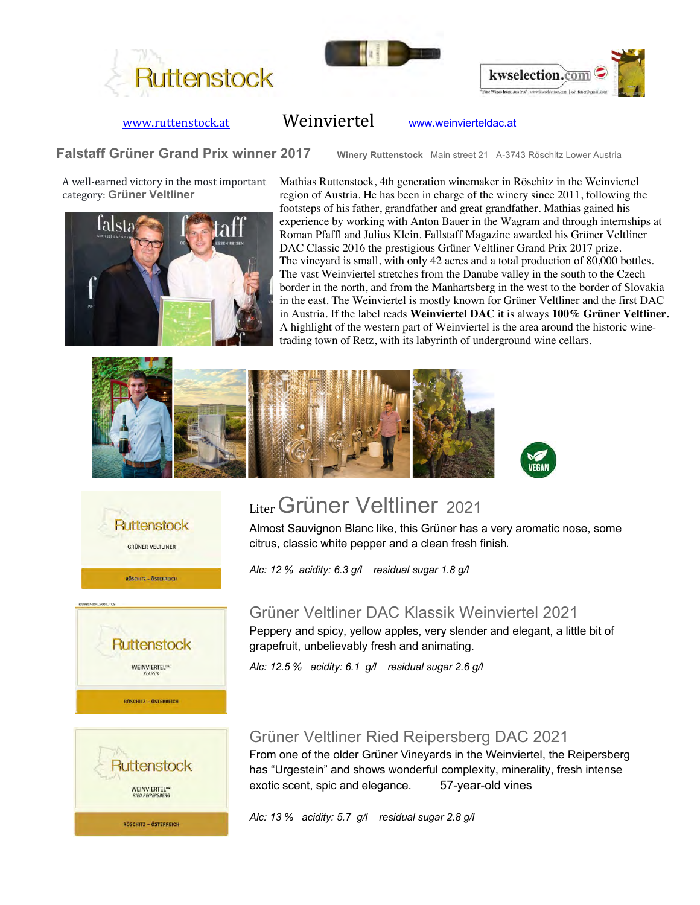# Ruttenstock

www.ruttenstock.at **Weinviertel** www.weinvierteldac.at

## Falstaff Grüner Grand Prix winner 2017

**Winery Ruttenstock** Main street 21 A-3743 Röschitz Lower Austria

A well-earned victory in the most important category: **Grüner Veltliner**

Mathias Ruttenstock, 4th generation winemaker in Röschitz in the Weinviertel region of Austria. He has been in charge of the winery since 2011, following the footsteps of his father, grandfather and great grandfather. Mathias gained his experience by working with Anton Bauer in the Wagram and through internships at Roman Pfaffl and Julius Klein. Fallstaff Magazine awarded his Grüner Veltliner DAC Classic 2016 the prestigious Grüner Veltliner Grand Prix 2017 prize. The vineyard is small, with only 42 acres and a total production of 80,000 bottles. The vast Weinviertel stretches from the Danube valley in the south to the Czech border in the north, and from the Manhartsberg in the west to the border of Slovakia in the east. The Weinviertel is mostly known for Grüner Veltliner and the first DAC in Austria. If the label reads **Weinviertel DAC** it is always **100% Grüner Veltliner.** A highlight of the western part of Weinviertel is the area around the historic wine-trading town of Retz, with its labyrinth of underground wine cellars.

VEGAN

## Liter Grüner Veltliner 2021

Almost Sauvignon Blanc like, this Grüner has a very aromatic nose, some citrus, classic white pepper and a clean fresh finish.

*Alc: 12 % acidity: 6.3 g/l residual sugar 1.8 g/l*

## Grüner Veltliner DAC Klassik Weinviertel 2021

Peppery and spicy, yellow apples, very slender and elegant, a little bit of grapefruit, unbelievably fresh and animating.

*Alc: 12.5 % acidity: 6.1 g/l residual sugar 2.6 g/l*

## Grüner Veltliner Ried Reipersberg DAC 2021

From one of the older Grüner Vineyards in the Weinviertel, the Reipersberg has "Urgestein" and shows wonderful complexity, minerality, fresh intense exotic scent, spic and elegance. 57-year-old vines

*Alc: 13 % acidity: 5.7 g/l residual sugar 2.8 g/l*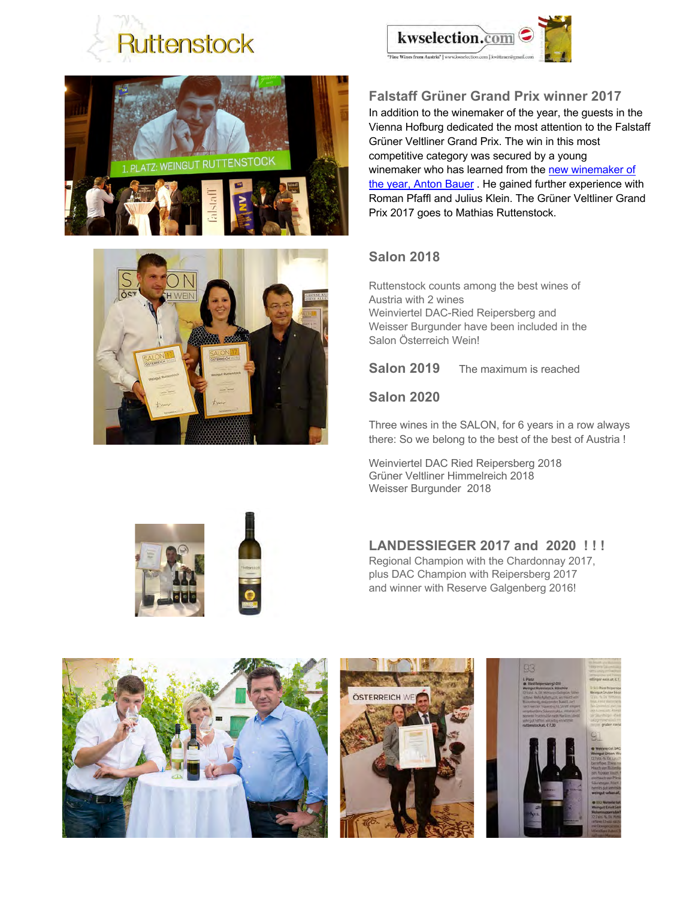Ruttenstock

kwselection.com

## Falstaff Grüner Grand Prix winner 2017

In addition to the winemaker of the year, the guests in the Vienna Hofburg dedicated the most attention to the Falstaff Grüner Veltliner Grand Prix. The win in this most competitive category was secured by a young winemaker who has learned from the [new winemaker of the year, Anton Bauer](). He gained further experience with Roman Pfaffl and Julius Klein. The Grüner Veltliner Grand Prix 2017 goes to Mathias Ruttenstock.

## Salon 2018

Ruttenstock counts among the best wines of Austria with 2 wines
Weinviertel DAC-Ried Reipersberg and
Weisser Burgunder have been included in the Salon Österreich Wein!

## Salon 2019

The maximum is reached

## Salon 2020

Three wines in the SALON, for 6 years in a row always there: So we belong to the best of the best of Austria !

Weinviertel DAC Ried Reipersberg 2018
Grüner Veltliner Himmelreich 2018
Weisser Burgunder 2018

## LANDESSIEGER 2017 and 2020 ! ! !

Regional Champion with the Chardonnay 2017,
plus DAC Champion with Reipersberg 2017
and winner with Reserve Galgenberg 2016!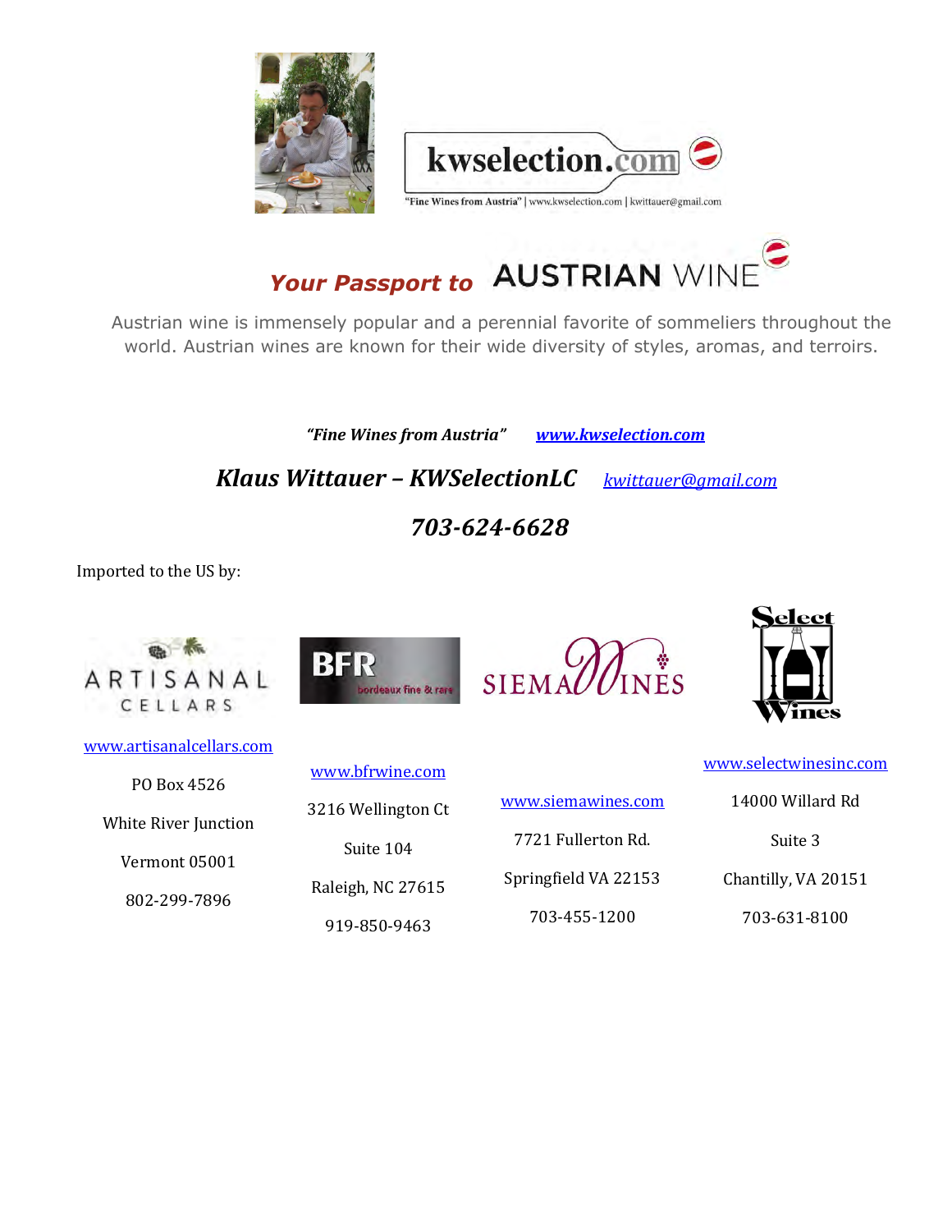kwselection.com

"Fine Wines from Austria" | www.kwselection.com | kwittauer@gmail.com

## *Your Passport to* AUSTRIAN WINE

Austrian wine is immensely popular and a perennial favorite of sommeliers throughout the world. Austrian wines are known for their wide diversity of styles, aromas, and terroirs.

***"Fine Wines from Austria"*** [***www.kwselection.com***](http://www.kwselection.com)

### *Klaus Wittauer – KWSelectionLC* [*kwittauer@gmail.com*](mailto:kwittauer@gmail.com)

### *703-624-6628*

Imported to the US by:

**ARTISANAL CELLARS**

[www.artisanalcellars.com](http://www.artisanalcellars.com)

PO Box 4526

White River Junction

Vermont 05001

802-299-7896

**BFR bordeaux fine & rare**

[www.bfrwine.com](http://www.bfrwine.com)

3216 Wellington Ct

Suite 104

Raleigh, NC 27615

919-850-9463

**SIEMA WINES**

[www.siemawines.com](http://www.siemawines.com)

7721 Fullerton Rd.

Springfield VA 22153

703-455-1200

**Select Wines**

[www.selectwinesinc.com](http://www.selectwinesinc.com)

14000 Willard Rd

Suite 3

Chantilly, VA 20151

703-631-8100